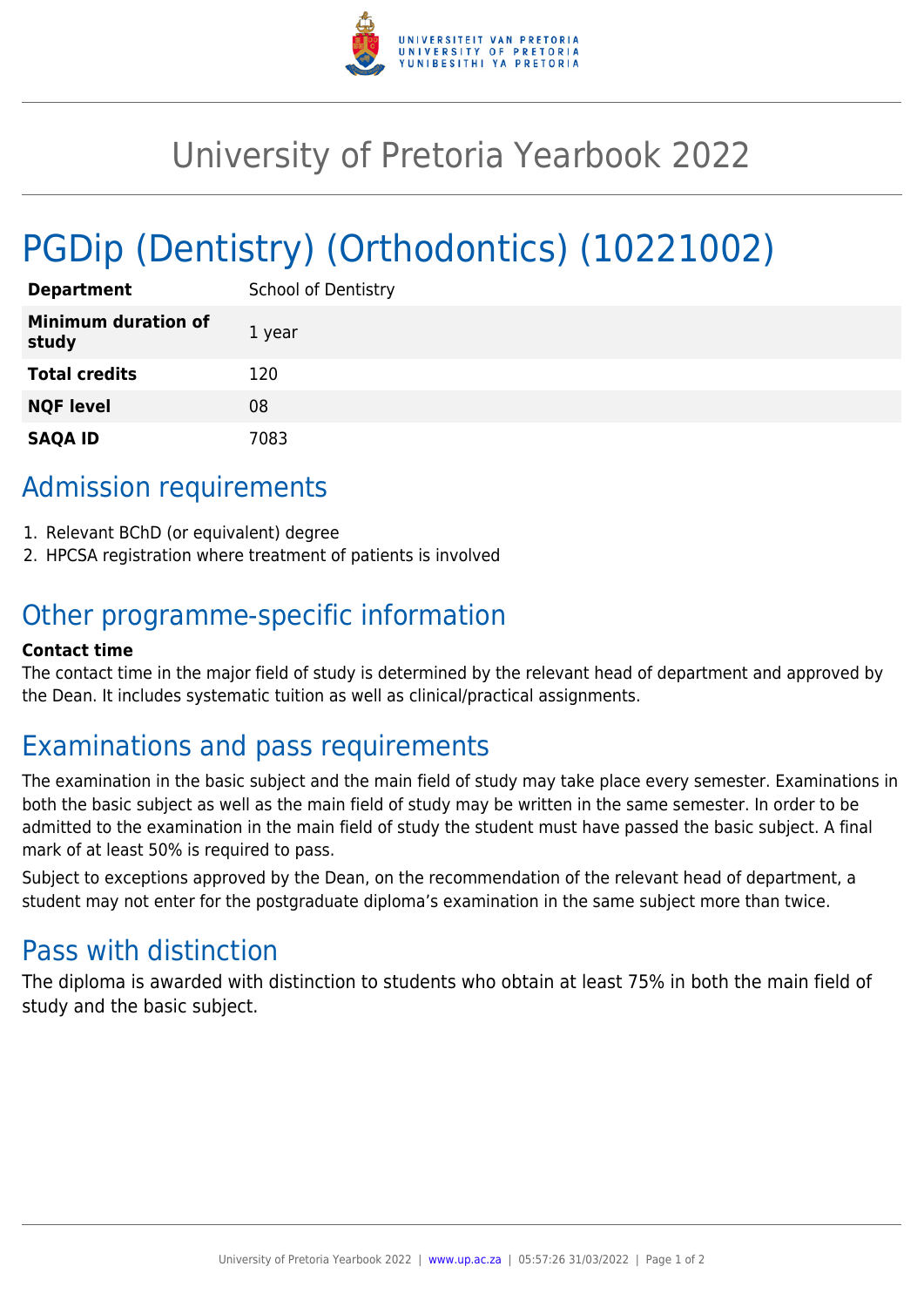# University of Pretoria Yearbook 2022

# PGDip (Dentistry) (Orthodontics) (10221002)

| | |
|---|---|
| **Department** | School of Dentistry |
| **Minimum duration of study** | 1 year |
| **Total credits** | 120 |
| **NQF level** | 08 |
| **SAQA ID** | 7083 |

## Admission requirements

1. Relevant BChD (or equivalent) degree
2. HPCSA registration where treatment of patients is involved

## Other programme-specific information

**Contact time**

The contact time in the major field of study is determined by the relevant head of department and approved by the Dean. It includes systematic tuition as well as clinical/practical assignments.

## Examinations and pass requirements

The examination in the basic subject and the main field of study may take place every semester. Examinations in both the basic subject as well as the main field of study may be written in the same semester. In order to be admitted to the examination in the main field of study the student must have passed the basic subject. A final mark of at least 50% is required to pass.

Subject to exceptions approved by the Dean, on the recommendation of the relevant head of department, a student may not enter for the postgraduate diploma's examination in the same subject more than twice.

## Pass with distinction

The diploma is awarded with distinction to students who obtain at least 75% in both the main field of study and the basic subject.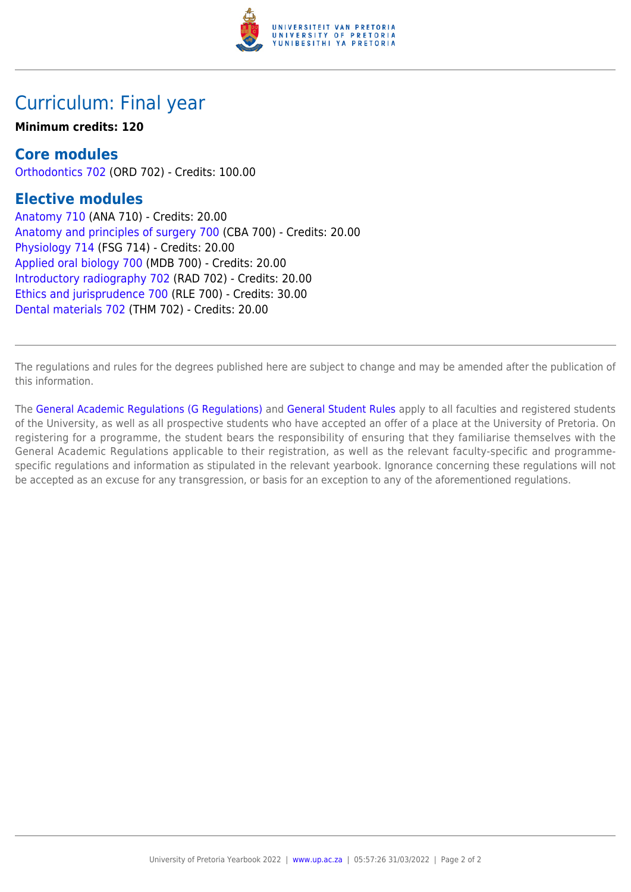# Curriculum: Final year

**Minimum credits: 120**

## Core modules

Orthodontics 702 (ORD 702) - Credits: 100.00

## Elective modules

Anatomy 710 (ANA 710) - Credits: 20.00
Anatomy and principles of surgery 700 (CBA 700) - Credits: 20.00
Physiology 714 (FSG 714) - Credits: 20.00
Applied oral biology 700 (MDB 700) - Credits: 20.00
Introductory radiography 702 (RAD 702) - Credits: 20.00
Ethics and jurisprudence 700 (RLE 700) - Credits: 30.00
Dental materials 702 (THM 702) - Credits: 20.00

The regulations and rules for the degrees published here are subject to change and may be amended after the publication of this information.

The General Academic Regulations (G Regulations) and General Student Rules apply to all faculties and registered students of the University, as well as all prospective students who have accepted an offer of a place at the University of Pretoria. On registering for a programme, the student bears the responsibility of ensuring that they familiarise themselves with the General Academic Regulations applicable to their registration, as well as the relevant faculty-specific and programme-specific regulations and information as stipulated in the relevant yearbook. Ignorance concerning these regulations will not be accepted as an excuse for any transgression, or basis for an exception to any of the aforementioned regulations.